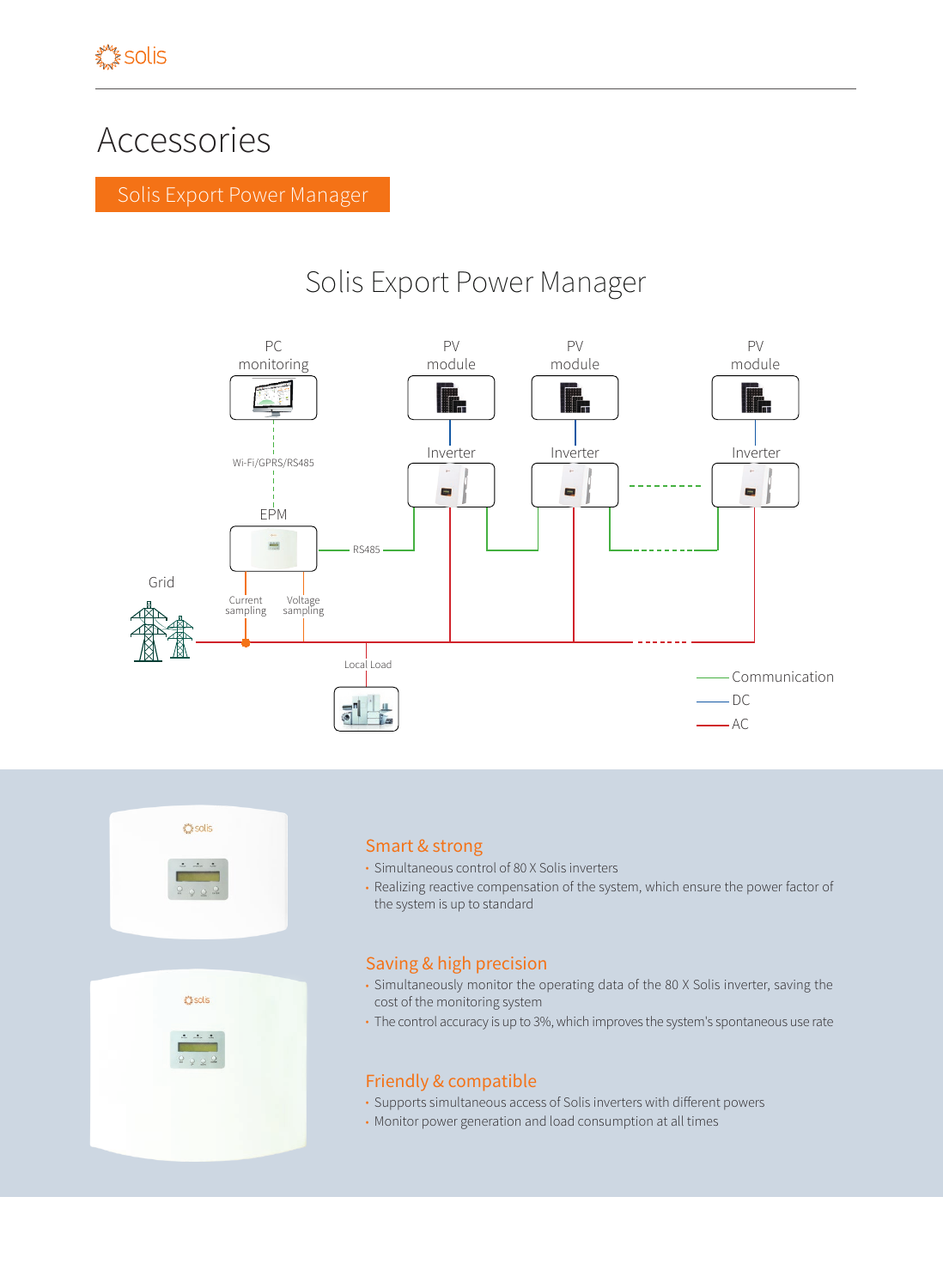# Accessories

## Solis Export Power Manager

### Solis Export Power Manager

PC monitoring

PV module

PV module

PV module

Inverter

Inverter

Inverter

Wi-Fi/GPRS/RS485

EPM

RS485

Grid

Current sampling

Voltage sampling

Local Load

Communication

DC

AC

### Smart & strong

- Simultaneous control of 80 X Solis inverters
- Realizing reactive compensation of the system, which ensure the power factor of the system is up to standard

### Saving & high precision

- Simultaneously monitor the operating data of the 80 X Solis inverter, saving the cost of the monitoring system
- The control accuracy is up to 3%, which improves the system's spontaneous use rate

### Friendly & compatible

- Supports simultaneous access of Solis inverters with different powers
- Monitor power generation and load consumption at all times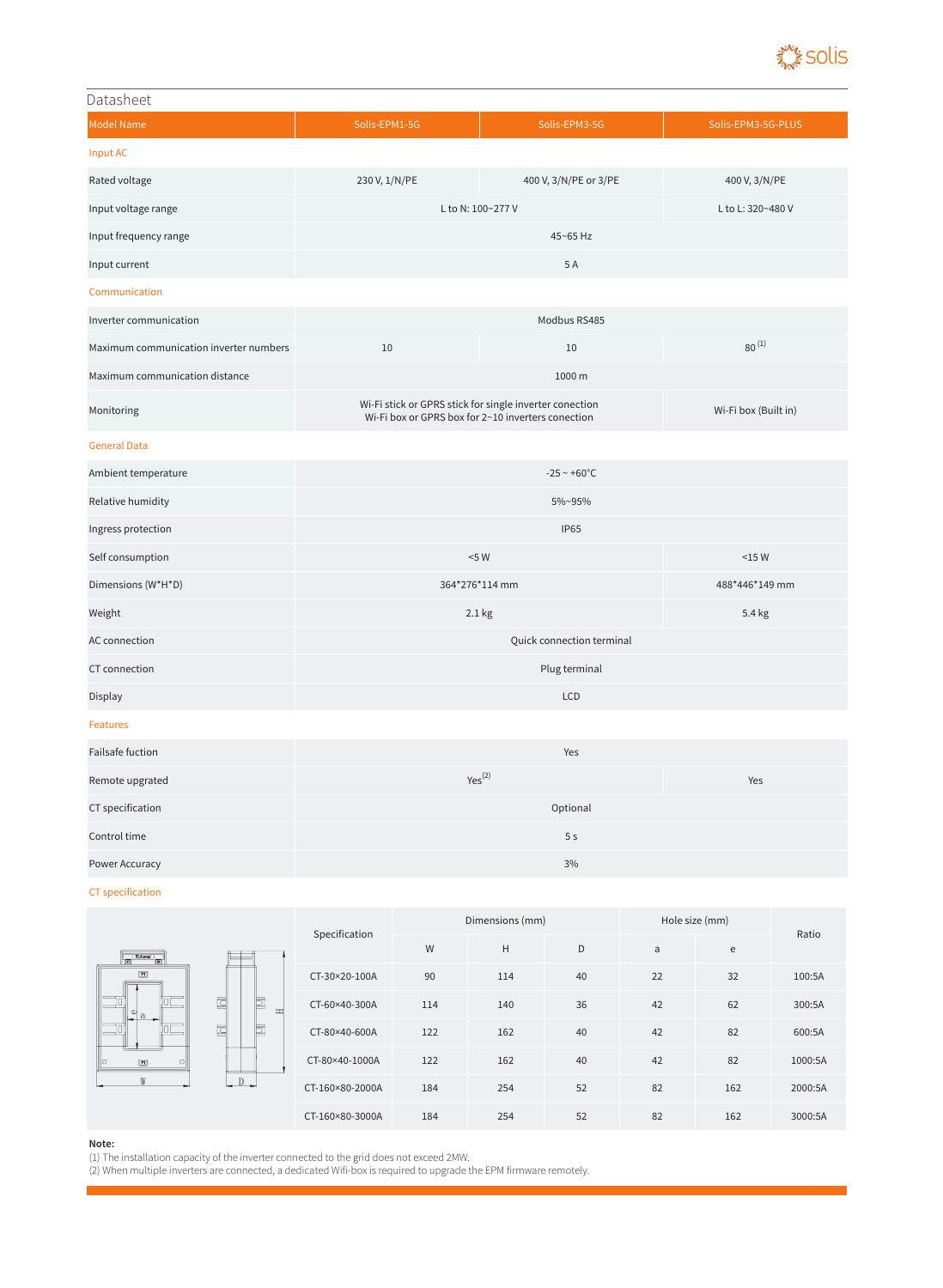## Datasheet

| Model Name | Solis-EPM1-5G | Solis-EPM3-5G | Solis-EPM3-5G-PLUS |
|---|---|---|---|
| **Input AC** | | | |
| Rated voltage | 230 V, 1/N/PE | 400 V, 3/N/PE or 3/PE | 400 V, 3/N/PE |
| Input voltage range | L to N: 100~277 V | | L to L: 320~480 V |
| Input frequency range | 45~65 Hz | | |
| Input current | 5 A | | |
| **Communication** | | | |
| Inverter communication | Modbus RS485 | | |
| Maximum communication inverter numbers | 10 | 10 | 80 (1) |
| Maximum communication distance | 1000 m | | |
| Monitoring | Wi-Fi stick or GPRS stick for single inverter conection<br>Wi-Fi box or GPRS box for 2~10 inverters conection | | Wi-Fi box (Built in) |
| **General Data** | | | |
| Ambient temperature | -25 ~ +60℃ | | |
| Relative humidity | 5%~95% | | |
| Ingress protection | IP65 | | |
| Self consumption | <5 W | | <15 W |
| Dimensions (W*H*D) | 364*276*114 mm | | 488*446*149 mm |
| Weight | 2.1 kg | | 5.4 kg |
| AC connection | Quick connection terminal | | |
| CT connection | Plug terminal | | |
| Display | LCD | | |
| **Features** | | | |
| Failsafe fuction | Yes | | |
| Remote upgrated | Yes (2) | | Yes |
| CT specification | Optional | | |
| Control time | 5 s | | |
| Power Accuracy | 3% | | |

### CT specification

| Specification | Dimensions (mm) | | | Hole size (mm) | | Ratio |
|---|---|---|---|---|---|---|
| | W | H | D | a | e | |
| CT-30×20-100A | 90 | 114 | 40 | 22 | 32 | 100:5A |
| CT-60×40-300A | 114 | 140 | 36 | 42 | 62 | 300:5A |
| CT-80×40-600A | 122 | 162 | 40 | 42 | 82 | 600:5A |
| CT-80×40-1000A | 122 | 162 | 40 | 42 | 82 | 1000:5A |
| CT-160×80-2000A | 184 | 254 | 52 | 82 | 162 | 2000:5A |
| CT-160×80-3000A | 184 | 254 | 52 | 82 | 162 | 3000:5A |

**Note:**

(1) The installation capacity of the inverter connected to the grid does not exceed 2MW.

(2) When multiple inverters are connected, a dedicated Wifi-box is required to upgrade the EPM firmware remotely.